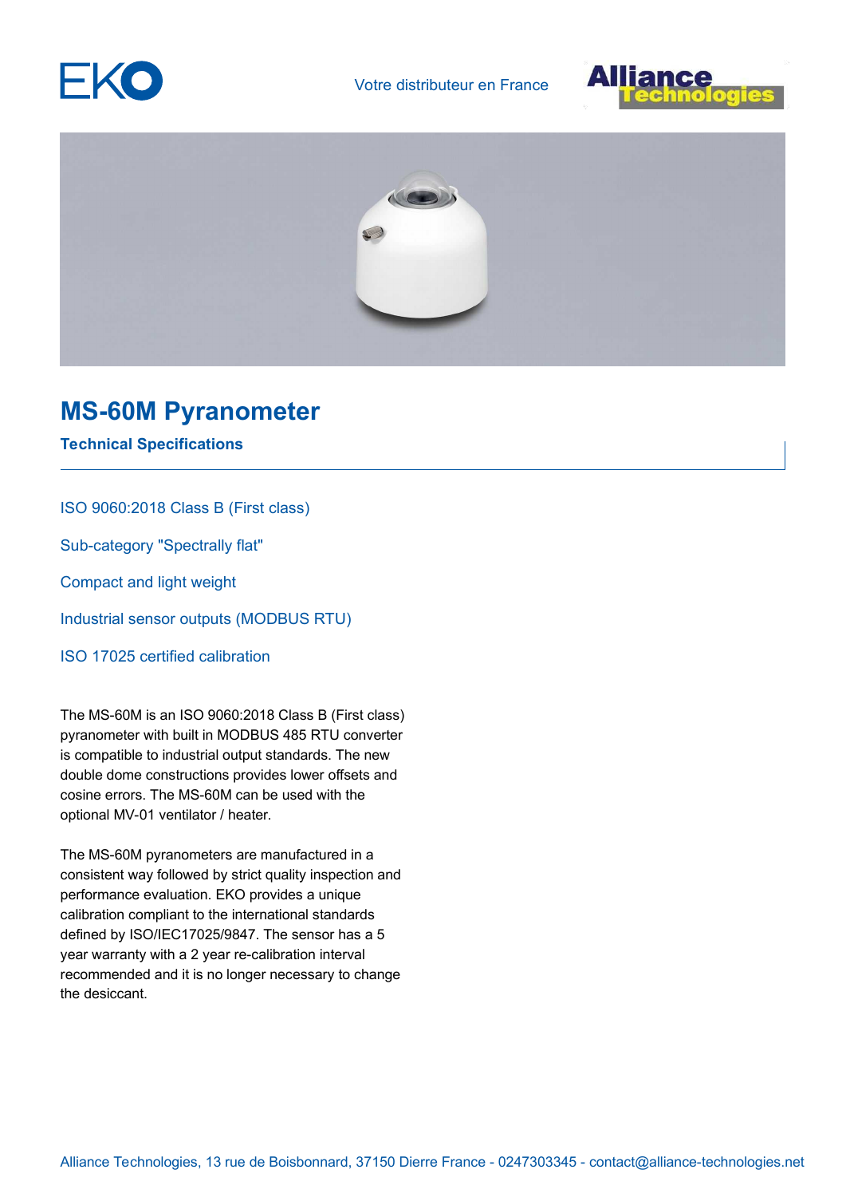Votre distributeur en France

# MS-60M Pyranometer

## Technical Specifications

ISO 9060:2018 Class B (First class)

Sub-category "Spectrally flat"

Compact and light weight

Industrial sensor outputs (MODBUS RTU)

ISO 17025 certified calibration

The MS-60M is an ISO 9060:2018 Class B (First class) pyranometer with built in MODBUS 485 RTU converter is compatible to industrial output standards. The new double dome constructions provides lower offsets and cosine errors. The MS-60M can be used with the optional MV-01 ventilator / heater.

The MS-60M pyranometers are manufactured in a consistent way followed by strict quality inspection and performance evaluation. EKO provides a unique calibration compliant to the international standards defined by ISO/IEC17025/9847. The sensor has a 5 year warranty with a 2 year re-calibration interval recommended and it is no longer necessary to change the desiccant.

Alliance Technologies, 13 rue de Boisbonnard, 37150 Dierre France - 0247303345 - contact@alliance-technologies.net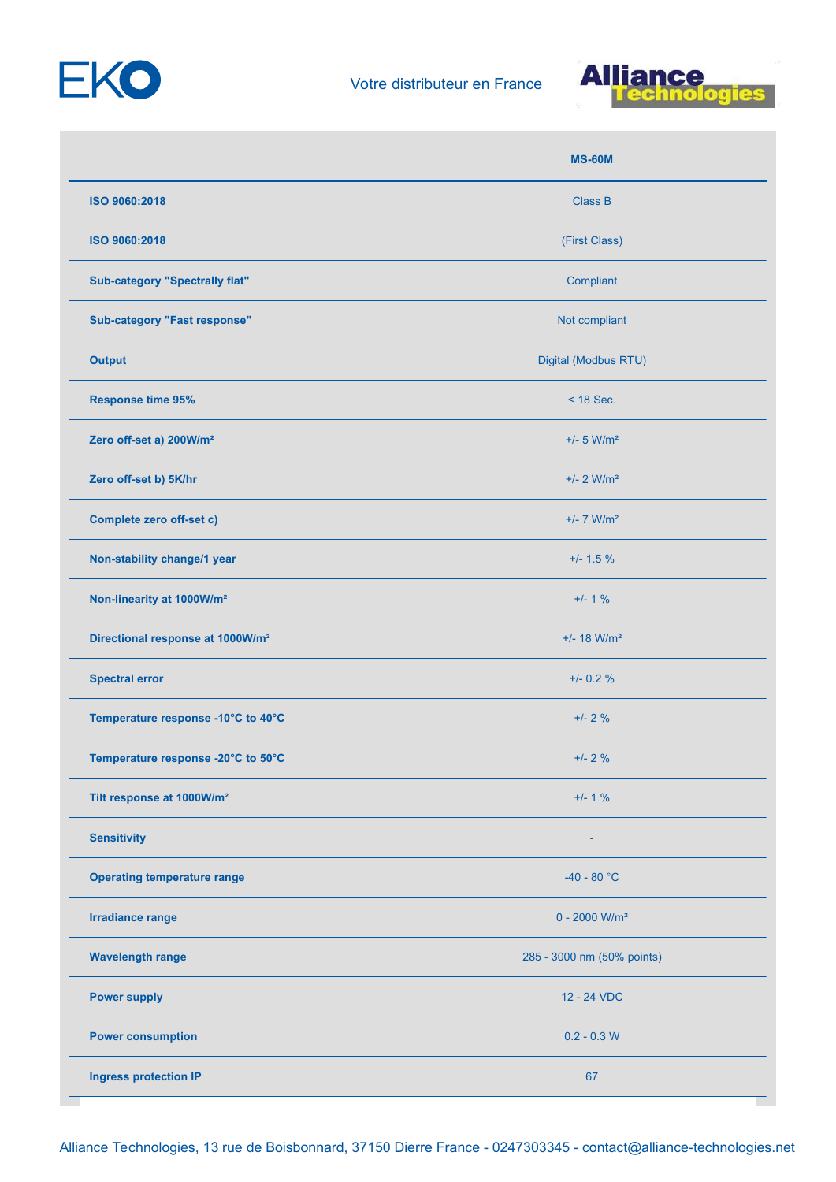Votre distributeur en France

| | MS-60M |
|---|---|
| ISO 9060:2018 | Class B |
| ISO 9060:2018 | (First Class) |
| Sub-category "Spectrally flat" | Compliant |
| Sub-category "Fast response" | Not compliant |
| Output | Digital (Modbus RTU) |
| Response time 95% | < 18 Sec. |
| Zero off-set a) 200W/m² | +/- 5 W/m² |
| Zero off-set b) 5K/hr | +/- 2 W/m² |
| Complete zero off-set c) | +/- 7 W/m² |
| Non-stability change/1 year | +/- 1.5 % |
| Non-linearity at 1000W/m² | +/- 1 % |
| Directional response at 1000W/m² | +/- 18 W/m² |
| Spectral error | +/- 0.2 % |
| Temperature response -10°C to 40°C | +/- 2 % |
| Temperature response -20°C to 50°C | +/- 2 % |
| Tilt response at 1000W/m² | +/- 1 % |
| Sensitivity | - |
| Operating temperature range | -40 - 80 °C |
| Irradiance range | 0 - 2000 W/m² |
| Wavelength range | 285 - 3000 nm (50% points) |
| Power supply | 12 - 24 VDC |
| Power consumption | 0.2 - 0.3 W |
| Ingress protection IP | 67 |

Alliance Technologies, 13 rue de Boisbonnard, 37150 Dierre France - 0247303345 - contact@alliance-technologies.net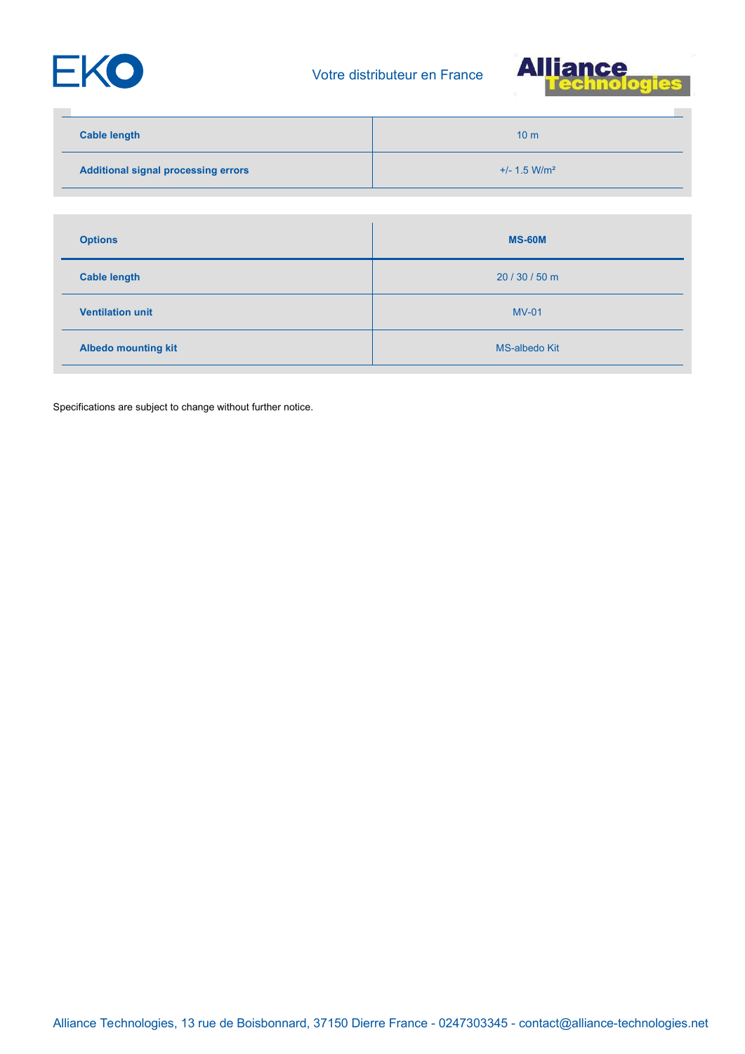| | |
|---|---|
| **Cable length** | 10 m |
| **Additional signal processing errors** | +/- 1.5 W/m² |

| **Options** | **MS-60M** |
|---|---|
| **Cable length** | 20 / 30 / 50 m |
| **Ventilation unit** | MV-01 |
| **Albedo mounting kit** | MS-albedo Kit |

Specifications are subject to change without further notice.